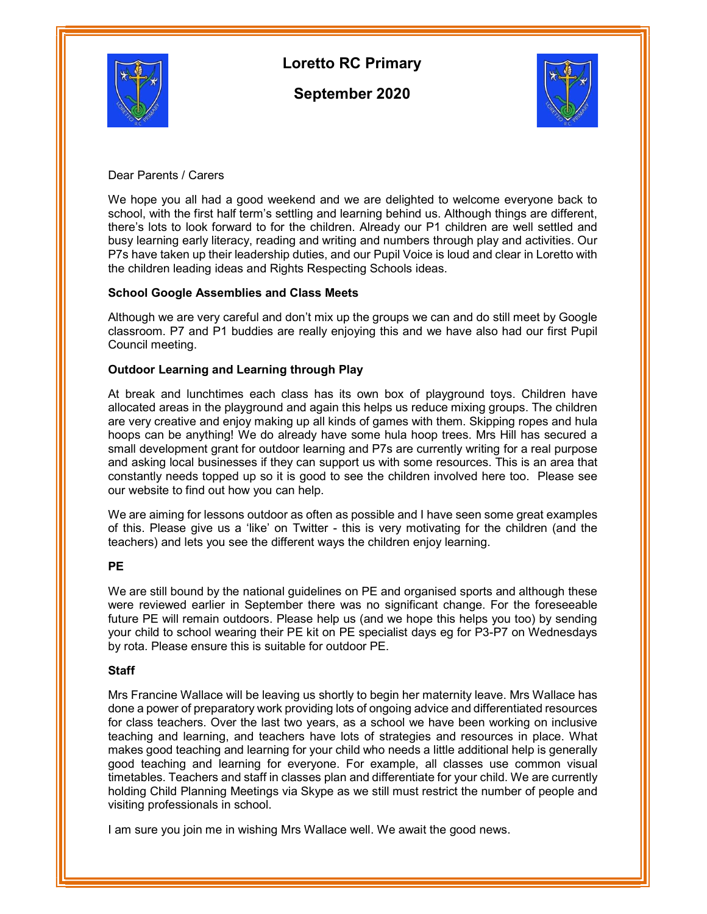# Loretto RC Primary

## September 2020

Dear Parents / Carers

We hope you all had a good weekend and we are delighted to welcome everyone back to school, with the first half term's settling and learning behind us. Although things are different, there's lots to look forward to for the children. Already our P1 children are well settled and busy learning early literacy, reading and writing and numbers through play and activities. Our P7s have taken up their leadership duties, and our Pupil Voice is loud and clear in Loretto with the children leading ideas and Rights Respecting Schools ideas.

**School Google Assemblies and Class Meets**

Although we are very careful and don't mix up the groups we can and do still meet by Google classroom. P7 and P1 buddies are really enjoying this and we have also had our first Pupil Council meeting.

**Outdoor Learning and Learning through Play**

At break and lunchtimes each class has its own box of playground toys. Children have allocated areas in the playground and again this helps us reduce mixing groups. The children are very creative and enjoy making up all kinds of games with them. Skipping ropes and hula hoops can be anything! We do already have some hula hoop trees. Mrs Hill has secured a small development grant for outdoor learning and P7s are currently writing for a real purpose and asking local businesses if they can support us with some resources. This is an area that constantly needs topped up so it is good to see the children involved here too. Please see our website to find out how you can help.

We are aiming for lessons outdoor as often as possible and I have seen some great examples of this. Please give us a 'like' on Twitter - this is very motivating for the children (and the teachers) and lets you see the different ways the children enjoy learning.

**PE**

We are still bound by the national guidelines on PE and organised sports and although these were reviewed earlier in September there was no significant change. For the foreseeable future PE will remain outdoors. Please help us (and we hope this helps you too) by sending your child to school wearing their PE kit on PE specialist days eg for P3-P7 on Wednesdays by rota. Please ensure this is suitable for outdoor PE.

**Staff**

Mrs Francine Wallace will be leaving us shortly to begin her maternity leave. Mrs Wallace has done a power of preparatory work providing lots of ongoing advice and differentiated resources for class teachers. Over the last two years, as a school we have been working on inclusive teaching and learning, and teachers have lots of strategies and resources in place. What makes good teaching and learning for your child who needs a little additional help is generally good teaching and learning for everyone. For example, all classes use common visual timetables. Teachers and staff in classes plan and differentiate for your child. We are currently holding Child Planning Meetings via Skype as we still must restrict the number of people and visiting professionals in school.

I am sure you join me in wishing Mrs Wallace well. We await the good news.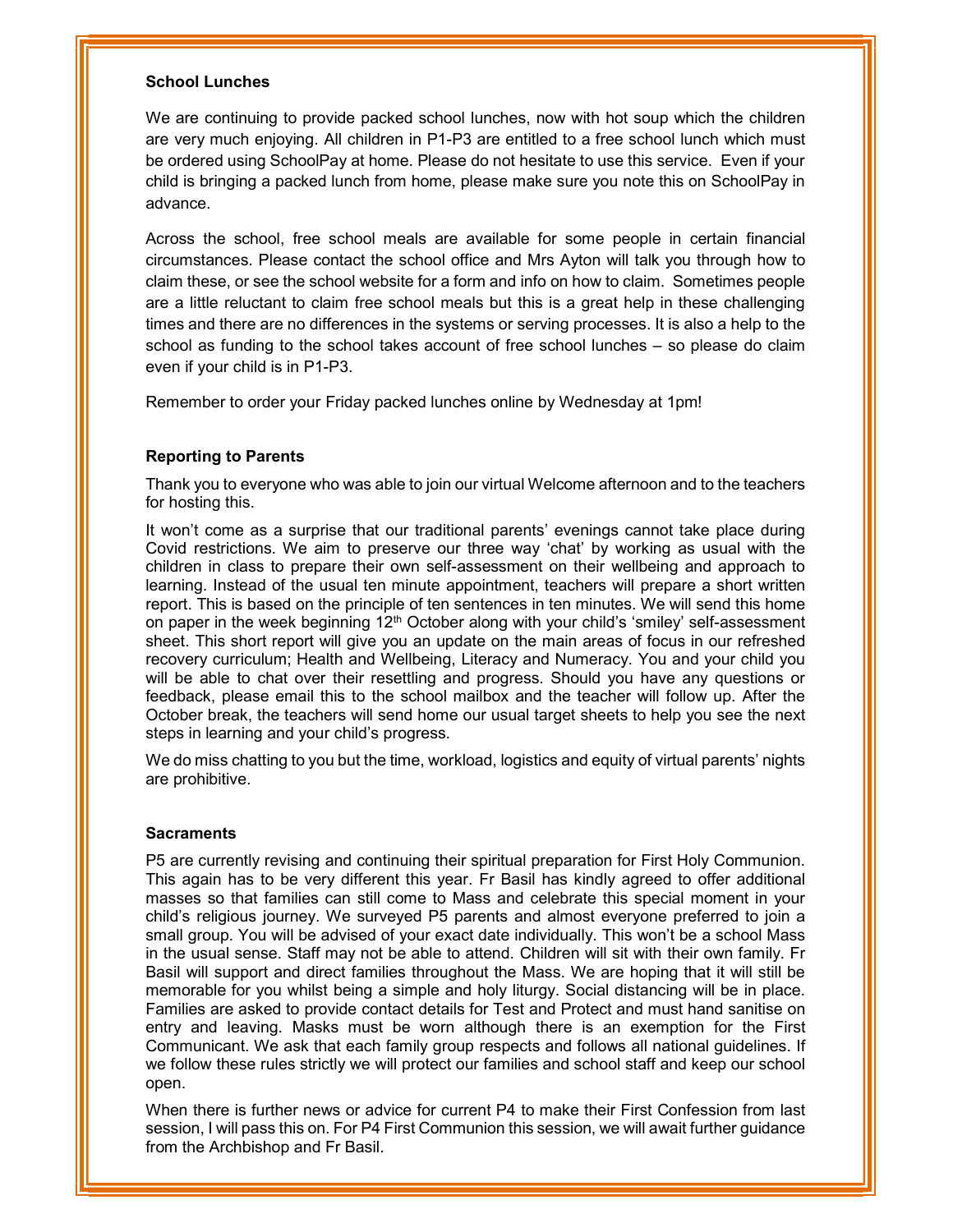**School Lunches**

We are continuing to provide packed school lunches, now with hot soup which the children are very much enjoying. All children in P1-P3 are entitled to a free school lunch which must be ordered using SchoolPay at home. Please do not hesitate to use this service. Even if your child is bringing a packed lunch from home, please make sure you note this on SchoolPay in advance.

Across the school, free school meals are available for some people in certain financial circumstances. Please contact the school office and Mrs Ayton will talk you through how to claim these, or see the school website for a form and info on how to claim. Sometimes people are a little reluctant to claim free school meals but this is a great help in these challenging times and there are no differences in the systems or serving processes. It is also a help to the school as funding to the school takes account of free school lunches – so please do claim even if your child is in P1-P3.

Remember to order your Friday packed lunches online by Wednesday at 1pm!

**Reporting to Parents**

Thank you to everyone who was able to join our virtual Welcome afternoon and to the teachers for hosting this.

It won't come as a surprise that our traditional parents' evenings cannot take place during Covid restrictions. We aim to preserve our three way 'chat' by working as usual with the children in class to prepare their own self-assessment on their wellbeing and approach to learning. Instead of the usual ten minute appointment, teachers will prepare a short written report. This is based on the principle of ten sentences in ten minutes. We will send this home on paper in the week beginning 12th October along with your child's 'smiley' self-assessment sheet. This short report will give you an update on the main areas of focus in our refreshed recovery curriculum; Health and Wellbeing, Literacy and Numeracy. You and your child you will be able to chat over their resettling and progress. Should you have any questions or feedback, please email this to the school mailbox and the teacher will follow up. After the October break, the teachers will send home our usual target sheets to help you see the next steps in learning and your child's progress.

We do miss chatting to you but the time, workload, logistics and equity of virtual parents' nights are prohibitive.

**Sacraments**

P5 are currently revising and continuing their spiritual preparation for First Holy Communion. This again has to be very different this year. Fr Basil has kindly agreed to offer additional masses so that families can still come to Mass and celebrate this special moment in your child's religious journey. We surveyed P5 parents and almost everyone preferred to join a small group. You will be advised of your exact date individually. This won't be a school Mass in the usual sense. Staff may not be able to attend. Children will sit with their own family. Fr Basil will support and direct families throughout the Mass. We are hoping that it will still be memorable for you whilst being a simple and holy liturgy. Social distancing will be in place. Families are asked to provide contact details for Test and Protect and must hand sanitise on entry and leaving. Masks must be worn although there is an exemption for the First Communicant. We ask that each family group respects and follows all national guidelines. If we follow these rules strictly we will protect our families and school staff and keep our school open.

When there is further news or advice for current P4 to make their First Confession from last session, I will pass this on. For P4 First Communion this session, we will await further guidance from the Archbishop and Fr Basil.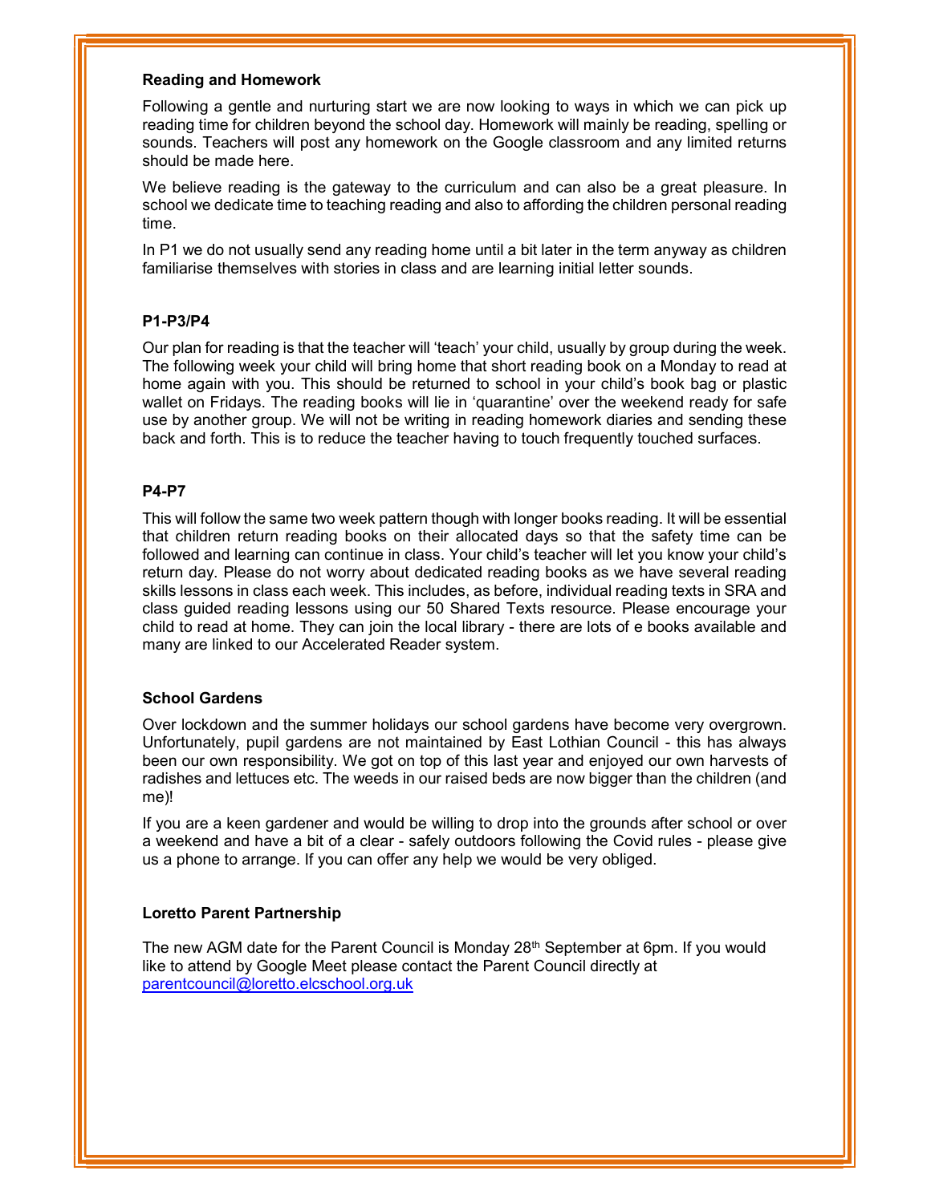**Reading and Homework**

Following a gentle and nurturing start we are now looking to ways in which we can pick up reading time for children beyond the school day. Homework will mainly be reading, spelling or sounds. Teachers will post any homework on the Google classroom and any limited returns should be made here.

We believe reading is the gateway to the curriculum and can also be a great pleasure. In school we dedicate time to teaching reading and also to affording the children personal reading time.

In P1 we do not usually send any reading home until a bit later in the term anyway as children familiarise themselves with stories in class and are learning initial letter sounds.

**P1-P3/P4**

Our plan for reading is that the teacher will 'teach' your child, usually by group during the week. The following week your child will bring home that short reading book on a Monday to read at home again with you. This should be returned to school in your child's book bag or plastic wallet on Fridays. The reading books will lie in 'quarantine' over the weekend ready for safe use by another group. We will not be writing in reading homework diaries and sending these back and forth. This is to reduce the teacher having to touch frequently touched surfaces.

**P4-P7**

This will follow the same two week pattern though with longer books reading. It will be essential that children return reading books on their allocated days so that the safety time can be followed and learning can continue in class. Your child's teacher will let you know your child's return day. Please do not worry about dedicated reading books as we have several reading skills lessons in class each week. This includes, as before, individual reading texts in SRA and class guided reading lessons using our 50 Shared Texts resource. Please encourage your child to read at home. They can join the local library - there are lots of e books available and many are linked to our Accelerated Reader system.

**School Gardens**

Over lockdown and the summer holidays our school gardens have become very overgrown. Unfortunately, pupil gardens are not maintained by East Lothian Council - this has always been our own responsibility. We got on top of this last year and enjoyed our own harvests of radishes and lettuces etc. The weeds in our raised beds are now bigger than the children (and me)!

If you are a keen gardener and would be willing to drop into the grounds after school or over a weekend and have a bit of a clear - safely outdoors following the Covid rules - please give us a phone to arrange. If you can offer any help we would be very obliged.

**Loretto Parent Partnership**

The new AGM date for the Parent Council is Monday 28th September at 6pm. If you would like to attend by Google Meet please contact the Parent Council directly at parentcouncil@loretto.elcschool.org.uk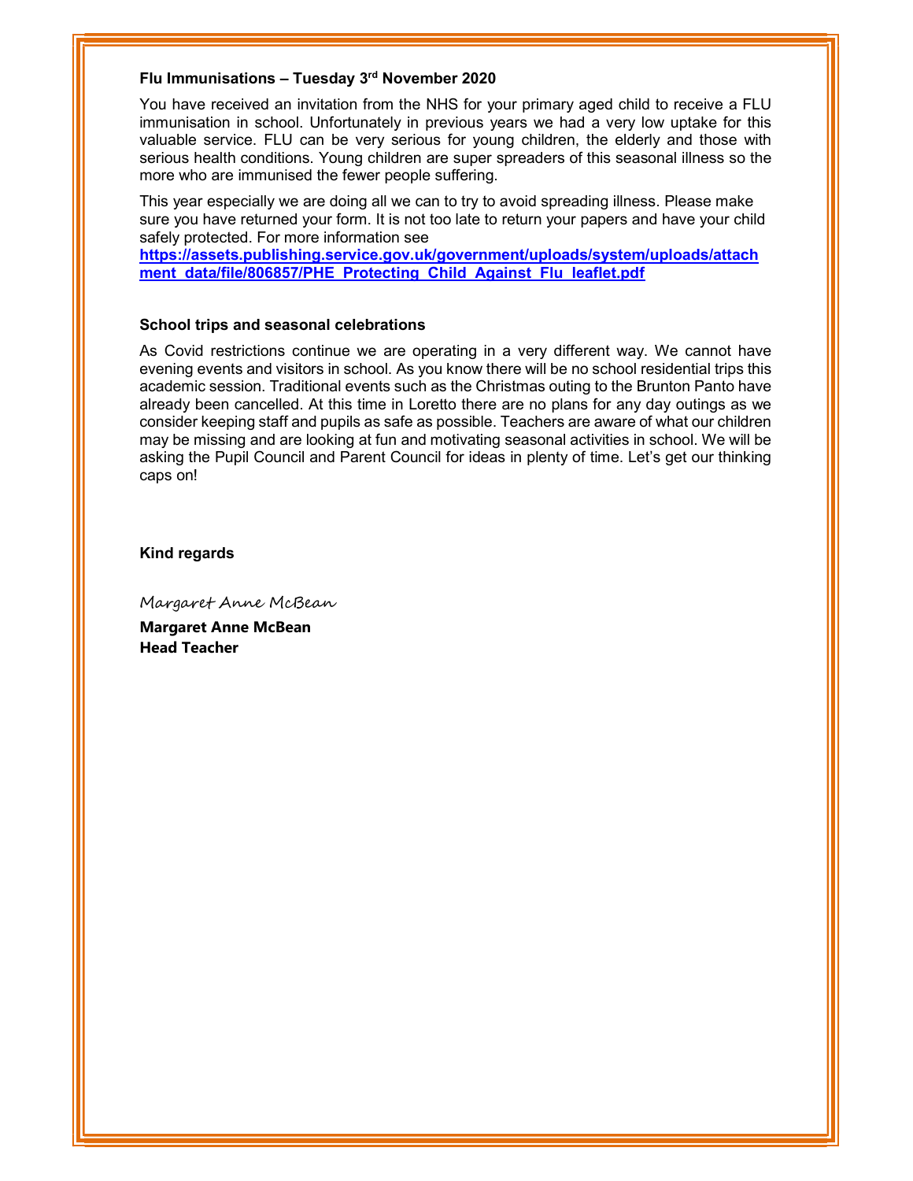**Flu Immunisations – Tuesday 3rd November 2020**

You have received an invitation from the NHS for your primary aged child to receive a FLU immunisation in school. Unfortunately in previous years we had a very low uptake for this valuable service. FLU can be very serious for young children, the elderly and those with serious health conditions. Young children are super spreaders of this seasonal illness so the more who are immunised the fewer people suffering.

This year especially we are doing all we can to try to avoid spreading illness. Please make sure you have returned your form. It is not too late to return your papers and have your child safely protected. For more information see **https://assets.publishing.service.gov.uk/government/uploads/system/uploads/attachment_data/file/806857/PHE_Protecting_Child_Against_Flu_leaflet.pdf**

**School trips and seasonal celebrations**

As Covid restrictions continue we are operating in a very different way. We cannot have evening events and visitors in school. As you know there will be no school residential trips this academic session. Traditional events such as the Christmas outing to the Brunton Panto have already been cancelled. At this time in Loretto there are no plans for any day outings as we consider keeping staff and pupils as safe as possible. Teachers are aware of what our children may be missing and are looking at fun and motivating seasonal activities in school. We will be asking the Pupil Council and Parent Council for ideas in plenty of time. Let's get our thinking caps on!

**Kind regards**

*Margaret Anne McBean*

**Margaret Anne McBean**
**Head Teacher**